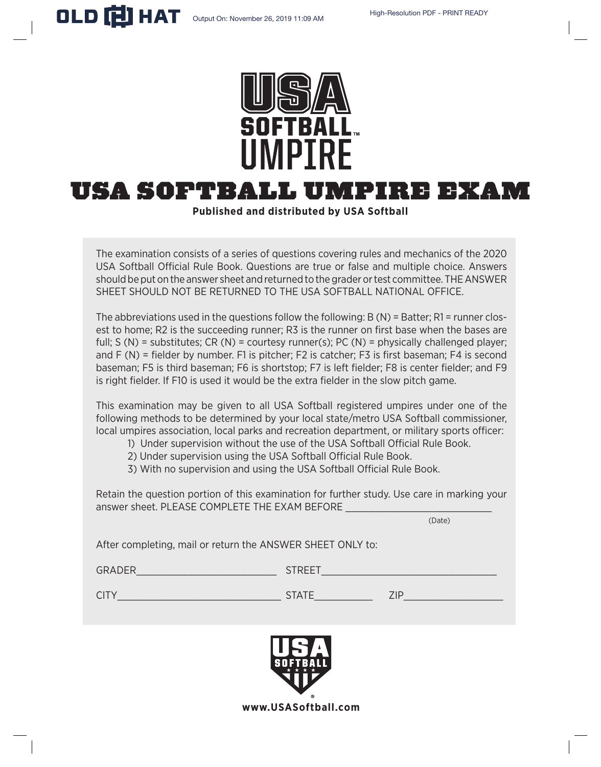# USA SOFTBALL UMPIRE EXAM

**Published and distributed by USA Softball**

The examination consists of a series of questions covering rules and mechanics of the 2020 USA Softball Official Rule Book. Questions are true or false and multiple choice. Answers should be put on the answer sheet and returned to the grader or test committee. THE ANSWER SHEET SHOULD NOT BE RETURNED TO THE USA SOFTBALL NATIONAL OFFICE.

The abbreviations used in the questions follow the following: B (N) = Batter; R1 = runner closest to home; R2 is the succeeding runner; R3 is the runner on first base when the bases are full; S (N) = substitutes; CR (N) = courtesy runner(s); PC (N) = physically challenged player; and F (N) = fielder by number. F1 is pitcher; F2 is catcher; F3 is first baseman; F4 is second baseman; F5 is third baseman; F6 is shortstop; F7 is left fielder; F8 is center fielder; and F9 is right fielder. If F10 is used it would be the extra fielder in the slow pitch game.

This examination may be given to all USA Softball registered umpires under one of the following methods to be determined by your local state/metro USA Softball commissioner, local umpires association, local parks and recreation department, or military sports officer:

1) Under supervision without the use of the USA Softball Official Rule Book.
2) Under supervision using the USA Softball Official Rule Book.
3) With no supervision and using the USA Softball Official Rule Book.

Retain the question portion of this examination for further study. Use care in marking your answer sheet. PLEASE COMPLETE THE EXAM BEFORE ______________________
(Date)

After completing, mail or return the ANSWER SHEET ONLY to:

GRADER______________________ STREET___________________________

CITY__________________________ STATE__________ ZIP_______________

www.USASoftball.com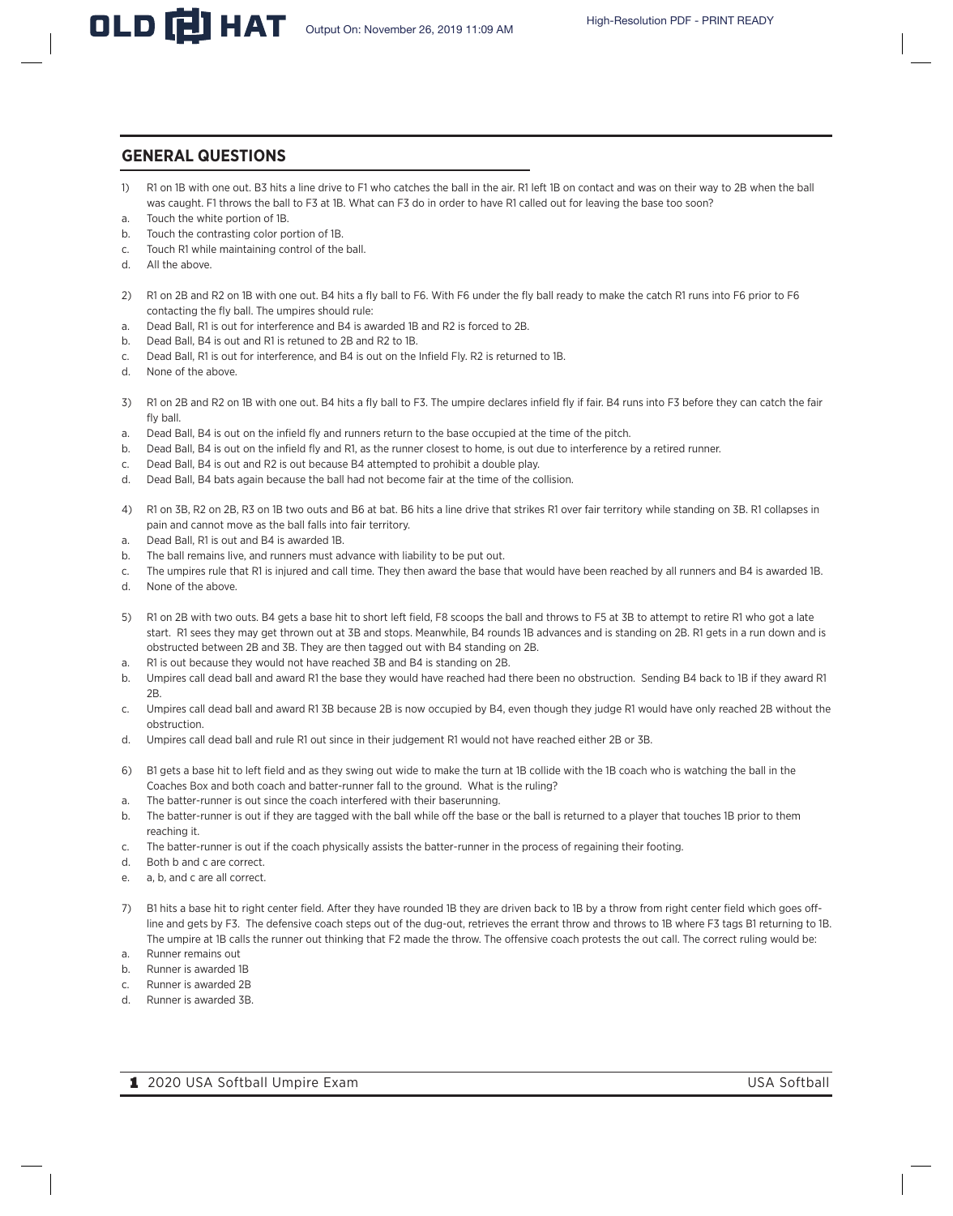## GENERAL QUESTIONS

1) R1 on 1B with one out. B3 hits a line drive to F1 who catches the ball in the air. R1 left 1B on contact and was on their way to 2B when the ball was caught. F1 throws the ball to F3 at 1B. What can F3 do in order to have R1 called out for leaving the base too soon?

a. Touch the white portion of 1B.
b. Touch the contrasting color portion of 1B.
c. Touch R1 while maintaining control of the ball.
d. All the above.

2) R1 on 2B and R2 on 1B with one out. B4 hits a fly ball to F6. With F6 under the fly ball ready to make the catch R1 runs into F6 prior to F6 contacting the fly ball. The umpires should rule:

a. Dead Ball, R1 is out for interference and B4 is awarded 1B and R2 is forced to 2B.
b. Dead Ball, B4 is out and R1 is retuned to 2B and R2 to 1B.
c. Dead Ball, R1 is out for interference, and B4 is out on the Infield Fly. R2 is returned to 1B.
d. None of the above.

3) R1 on 2B and R2 on 1B with one out. B4 hits a fly ball to F3. The umpire declares infield fly if fair. B4 runs into F3 before they can catch the fair fly ball.

a. Dead Ball, B4 is out on the infield fly and runners return to the base occupied at the time of the pitch.
b. Dead Ball, B4 is out on the infield fly and R1, as the runner closest to home, is out due to interference by a retired runner.
c. Dead Ball, B4 is out and R2 is out because B4 attempted to prohibit a double play.
d. Dead Ball, B4 bats again because the ball had not become fair at the time of the collision.

4) R1 on 3B, R2 on 2B, R3 on 1B two outs and B6 at bat. B6 hits a line drive that strikes R1 over fair territory while standing on 3B. R1 collapses in pain and cannot move as the ball falls into fair territory.

a. Dead Ball, R1 is out and B4 is awarded 1B.
b. The ball remains live, and runners must advance with liability to be put out.
c. The umpires rule that R1 is injured and call time. They then award the base that would have been reached by all runners and B4 is awarded 1B.
d. None of the above.

5) R1 on 2B with two outs. B4 gets a base hit to short left field, F8 scoops the ball and throws to F5 at 3B to attempt to retire R1 who got a late start. R1 sees they may get thrown out at 3B and stops. Meanwhile, B4 rounds 1B advances and is standing on 2B. R1 gets in a run down and is obstructed between 2B and 3B. They are then tagged out with B4 standing on 2B.

a. R1 is out because they would not have reached 3B and B4 is standing on 2B.
b. Umpires call dead ball and award R1 the base they would have reached had there been no obstruction. Sending B4 back to 1B if they award R1 2B.
c. Umpires call dead ball and award R1 3B because 2B is now occupied by B4, even though they judge R1 would have only reached 2B without the obstruction.
d. Umpires call dead ball and rule R1 out since in their judgement R1 would not have reached either 2B or 3B.

6) B1 gets a base hit to left field and as they swing out wide to make the turn at 1B collide with the 1B coach who is watching the ball in the Coaches Box and both coach and batter-runner fall to the ground. What is the ruling?

a. The batter-runner is out since the coach interfered with their baserunning.
b. The batter-runner is out if they are tagged with the ball while off the base or the ball is returned to a player that touches 1B prior to them reaching it.
c. The batter-runner is out if the coach physically assists the batter-runner in the process of regaining their footing.
d. Both b and c are correct.
e. a, b, and c are all correct.

7) B1 hits a base hit to right center field. After they have rounded 1B they are driven back to 1B by a throw from right center field which goes off-line and gets by F3. The defensive coach steps out of the dug-out, retrieves the errant throw and throws to 1B where F3 tags B1 returning to 1B. The umpire at 1B calls the runner out thinking that F2 made the throw. The offensive coach protests the out call. The correct ruling would be:

a. Runner remains out
b. Runner is awarded 1B
c. Runner is awarded 2B
d. Runner is awarded 3B.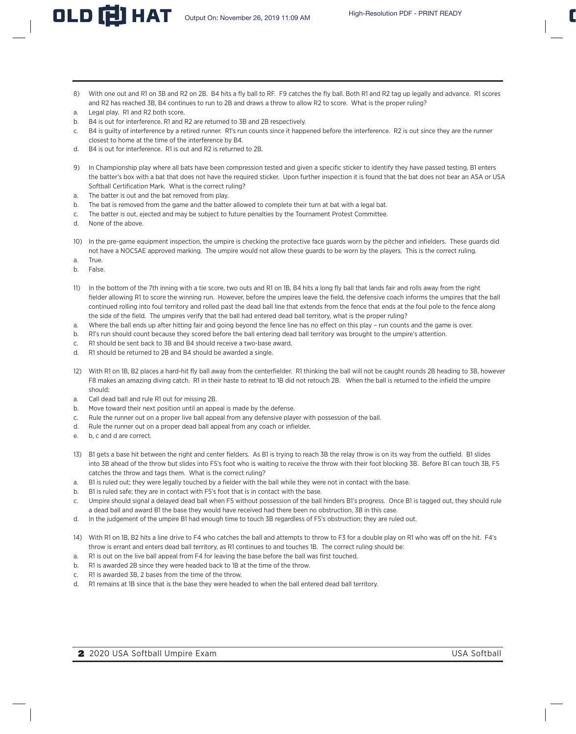8) With one out and R1 on 3B and R2 on 2B. B4 hits a fly ball to RF. F9 catches the fly ball. Both R1 and R2 tag up legally and advance. R1 scores and R2 has reached 3B, B4 continues to run to 2B and draws a throw to allow R2 to score. What is the proper ruling?

a. Legal play. R1 and R2 both score.
b. B4 is out for interference. R1 and R2 are returned to 3B and 2B respectively.
c. B4 is guilty of interference by a retired runner. R1's run counts since it happened before the interference. R2 is out since they are the runner closest to home at the time of the interference by B4.
d. B4 is out for interference. R1 is out and R2 is returned to 2B.

9) In Championship play where all bats have been compression tested and given a specific sticker to identify they have passed testing, B1 enters the batter's box with a bat that does not have the required sticker. Upon further inspection it is found that the bat does not bear an ASA or USA Softball Certification Mark. What is the correct ruling?

a. The batter is out and the bat removed from play.
b. The bat is removed from the game and the batter allowed to complete their turn at bat with a legal bat.
c. The batter is out, ejected and may be subject to future penalties by the Tournament Protest Committee.
d. None of the above.

10) In the pre-game equipment inspection, the umpire is checking the protective face guards worn by the pitcher and infielders. These guards did not have a NOCSAE approved marking. The umpire would not allow these guards to be worn by the players. This is the correct ruling.

a. True.
b. False.

11) In the bottom of the 7th inning with a tie score, two outs and R1 on 1B, B4 hits a long fly ball that lands fair and rolls away from the right fielder allowing R1 to score the winning run. However, before the umpires leave the field, the defensive coach informs the umpires that the ball continued rolling into foul territory and rolled past the dead ball line that extends from the fence that ends at the foul pole to the fence along the side of the field. The umpires verify that the ball had entered dead ball territory, what is the proper ruling?

a. Where the ball ends up after hitting fair and going beyond the fence line has no effect on this play – run counts and the game is over.
b. R1's run should count because they scored before the ball entering dead ball territory was brought to the umpire's attention.
c. R1 should be sent back to 3B and B4 should receive a two-base award.
d. R1 should be returned to 2B and B4 should be awarded a single.

12) With R1 on 1B, B2 places a hard-hit fly ball away from the centerfielder. R1 thinking the ball will not be caught rounds 2B heading to 3B, however F8 makes an amazing diving catch. R1 in their haste to retreat to 1B did not retouch 2B. When the ball is returned to the infield the umpire should:

a. Call dead ball and rule R1 out for missing 2B.
b. Move toward their next position until an appeal is made by the defense.
c. Rule the runner out on a proper live ball appeal from any defensive player with possession of the ball.
d. Rule the runner out on a proper dead ball appeal from any coach or infielder.
e. b, c and d are correct.

13) B1 gets a base hit between the right and center fielders. As B1 is trying to reach 3B the relay throw is on its way from the outfield. B1 slides into 3B ahead of the throw but slides into F5's foot who is waiting to receive the throw with their foot blocking 3B. Before B1 can touch 3B, F5 catches the throw and tags them. What is the correct ruling?

a. B1 is ruled out; they were legally touched by a fielder with the ball while they were not in contact with the base.
b. B1 is ruled safe; they are in contact with F5's foot that is in contact with the base.
c. Umpire should signal a delayed dead ball when F5 without possession of the ball hinders B1's progress. Once B1 is tagged out, they should rule a dead ball and award B1 the base they would have received had there been no obstruction, 3B in this case.
d. In the judgement of the umpire B1 had enough time to touch 3B regardless of F5's obstruction; they are ruled out.

14) With R1 on 1B, B2 hits a line drive to F4 who catches the ball and attempts to throw to F3 for a double play on R1 who was off on the hit. F4's throw is errant and enters dead ball territory, as R1 continues to and touches 1B. The correct ruling should be:

a. R1 is out on the live ball appeal from F4 for leaving the base before the ball was first touched.
b. R1 is awarded 2B since they were headed back to 1B at the time of the throw.
c. R1 is awarded 3B, 2 bases from the time of the throw.
d. R1 remains at 1B since that is the base they were headed to when the ball entered dead ball territory.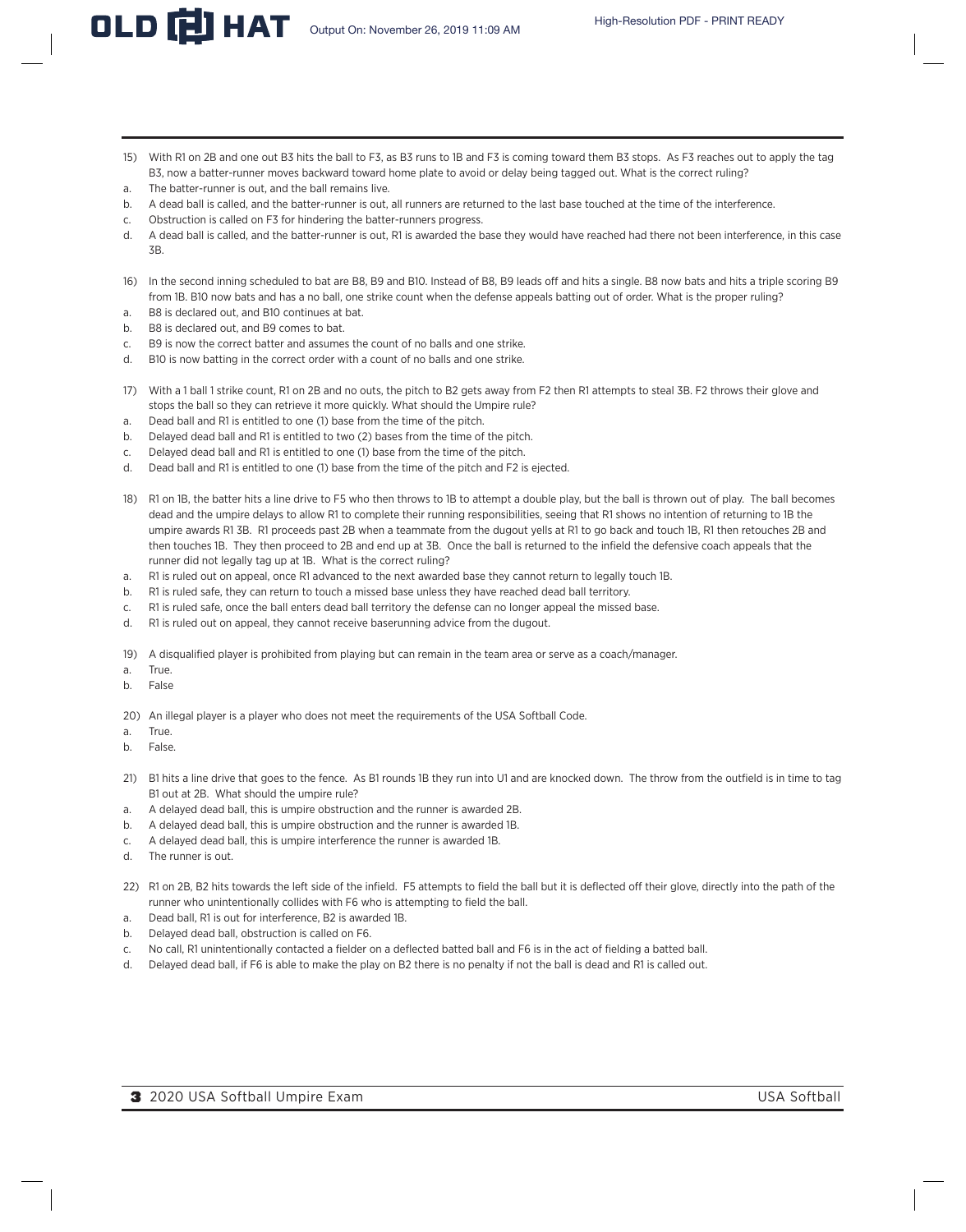15) With R1 on 2B and one out B3 hits the ball to F3, as B3 runs to 1B and F3 is coming toward them B3 stops. As F3 reaches out to apply the tag B3, now a batter-runner moves backward toward home plate to avoid or delay being tagged out. What is the correct ruling?

a. The batter-runner is out, and the ball remains live.
b. A dead ball is called, and the batter-runner is out, all runners are returned to the last base touched at the time of the interference.
c. Obstruction is called on F3 for hindering the batter-runners progress.
d. A dead ball is called, and the batter-runner is out, R1 is awarded the base they would have reached had there not been interference, in this case 3B.

16) In the second inning scheduled to bat are B8, B9 and B10. Instead of B8, B9 leads off and hits a single. B8 now bats and hits a triple scoring B9 from 1B. B10 now bats and has a no ball, one strike count when the defense appeals batting out of order. What is the proper ruling?

a. B8 is declared out, and B10 continues at bat.
b. B8 is declared out, and B9 comes to bat.
c. B9 is now the correct batter and assumes the count of no balls and one strike.
d. B10 is now batting in the correct order with a count of no balls and one strike.

17) With a 1 ball 1 strike count, R1 on 2B and no outs, the pitch to B2 gets away from F2 then R1 attempts to steal 3B. F2 throws their glove and stops the ball so they can retrieve it more quickly. What should the Umpire rule?

a. Dead ball and R1 is entitled to one (1) base from the time of the pitch.
b. Delayed dead ball and R1 is entitled to two (2) bases from the time of the pitch.
c. Delayed dead ball and R1 is entitled to one (1) base from the time of the pitch.
d. Dead ball and R1 is entitled to one (1) base from the time of the pitch and F2 is ejected.

18) R1 on 1B, the batter hits a line drive to F5 who then throws to 1B to attempt a double play, but the ball is thrown out of play. The ball becomes dead and the umpire delays to allow R1 to complete their running responsibilities, seeing that R1 shows no intention of returning to 1B the umpire awards R1 3B. R1 proceeds past 2B when a teammate from the dugout yells at R1 to go back and touch 1B, R1 then retouches 2B and then touches 1B. They then proceed to 2B and end up at 3B. Once the ball is returned to the infield the defensive coach appeals that the runner did not legally tag up at 1B. What is the correct ruling?

a. R1 is ruled out on appeal, once R1 advanced to the next awarded base they cannot return to legally touch 1B.
b. R1 is ruled safe, they can return to touch a missed base unless they have reached dead ball territory.
c. R1 is ruled safe, once the ball enters dead ball territory the defense can no longer appeal the missed base.
d. R1 is ruled out on appeal, they cannot receive baserunning advice from the dugout.

19) A disqualified player is prohibited from playing but can remain in the team area or serve as a coach/manager.

a. True.
b. False

20) An illegal player is a player who does not meet the requirements of the USA Softball Code.

a. True.
b. False.

21) B1 hits a line drive that goes to the fence. As B1 rounds 1B they run into U1 and are knocked down. The throw from the outfield is in time to tag B1 out at 2B. What should the umpire rule?

a. A delayed dead ball, this is umpire obstruction and the runner is awarded 2B.
b. A delayed dead ball, this is umpire obstruction and the runner is awarded 1B.
c. A delayed dead ball, this is umpire interference the runner is awarded 1B.
d. The runner is out.

22) R1 on 2B, B2 hits towards the left side of the infield. F5 attempts to field the ball but it is deflected off their glove, directly into the path of the runner who unintentionally collides with F6 who is attempting to field the ball.

a. Dead ball, R1 is out for interference, B2 is awarded 1B.
b. Delayed dead ball, obstruction is called on F6.
c. No call, R1 unintentionally contacted a fielder on a deflected batted ball and F6 is in the act of fielding a batted ball.
d. Delayed dead ball, if F6 is able to make the play on B2 there is no penalty if not the ball is dead and R1 is called out.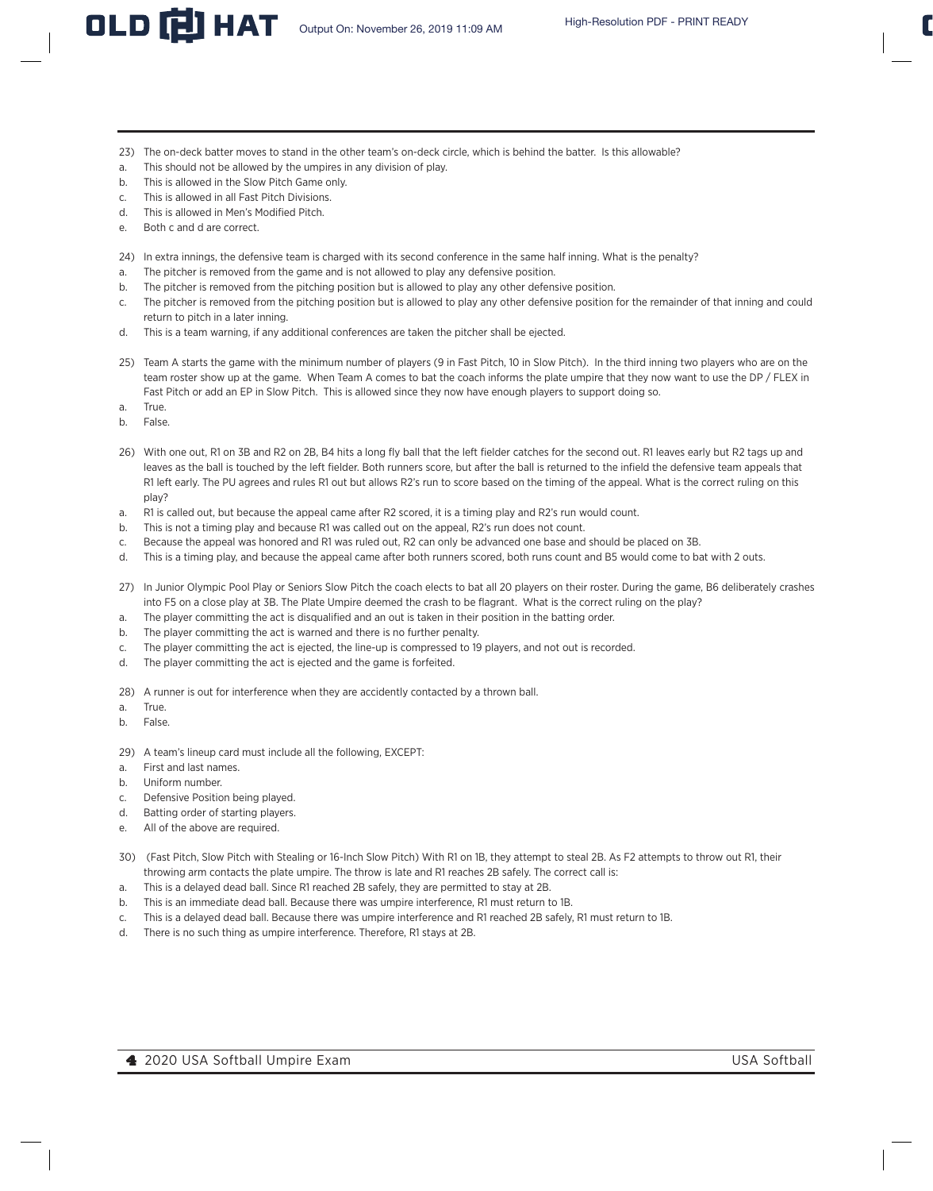23) The on-deck batter moves to stand in the other team's on-deck circle, which is behind the batter. Is this allowable?

a. This should not be allowed by the umpires in any division of play.
b. This is allowed in the Slow Pitch Game only.
c. This is allowed in all Fast Pitch Divisions.
d. This is allowed in Men's Modified Pitch.
e. Both c and d are correct.

24) In extra innings, the defensive team is charged with its second conference in the same half inning. What is the penalty?

a. The pitcher is removed from the game and is not allowed to play any defensive position.
b. The pitcher is removed from the pitching position but is allowed to play any other defensive position.
c. The pitcher is removed from the pitching position but is allowed to play any other defensive position for the remainder of that inning and could return to pitch in a later inning.
d. This is a team warning, if any additional conferences are taken the pitcher shall be ejected.

25) Team A starts the game with the minimum number of players (9 in Fast Pitch, 10 in Slow Pitch). In the third inning two players who are on the team roster show up at the game. When Team A comes to bat the coach informs the plate umpire that they now want to use the DP / FLEX in Fast Pitch or add an EP in Slow Pitch. This is allowed since they now have enough players to support doing so.

a. True.
b. False.

26) With one out, R1 on 3B and R2 on 2B, B4 hits a long fly ball that the left fielder catches for the second out. R1 leaves early but R2 tags up and leaves as the ball is touched by the left fielder. Both runners score, but after the ball is returned to the infield the defensive team appeals that R1 left early. The PU agrees and rules R1 out but allows R2's run to score based on the timing of the appeal. What is the correct ruling on this play?

a. R1 is called out, but because the appeal came after R2 scored, it is a timing play and R2's run would count.
b. This is not a timing play and because R1 was called out on the appeal, R2's run does not count.
c. Because the appeal was honored and R1 was ruled out, R2 can only be advanced one base and should be placed on 3B.
d. This is a timing play, and because the appeal came after both runners scored, both runs count and B5 would come to bat with 2 outs.

27) In Junior Olympic Pool Play or Seniors Slow Pitch the coach elects to bat all 20 players on their roster. During the game, B6 deliberately crashes into F5 on a close play at 3B. The Plate Umpire deemed the crash to be flagrant. What is the correct ruling on the play?

a. The player committing the act is disqualified and an out is taken in their position in the batting order.
b. The player committing the act is warned and there is no further penalty.
c. The player committing the act is ejected, the line-up is compressed to 19 players, and not out is recorded.
d. The player committing the act is ejected and the game is forfeited.

28) A runner is out for interference when they are accidently contacted by a thrown ball.

a. True.
b. False.

29) A team's lineup card must include all the following, EXCEPT:

a. First and last names.
b. Uniform number.
c. Defensive Position being played.
d. Batting order of starting players.
e. All of the above are required.

30) (Fast Pitch, Slow Pitch with Stealing or 16-Inch Slow Pitch) With R1 on 1B, they attempt to steal 2B. As F2 attempts to throw out R1, their throwing arm contacts the plate umpire. The throw is late and R1 reaches 2B safely. The correct call is:

a. This is a delayed dead ball. Since R1 reached 2B safely, they are permitted to stay at 2B.
b. This is an immediate dead ball. Because there was umpire interference, R1 must return to 1B.
c. This is a delayed dead ball. Because there was umpire interference and R1 reached 2B safely, R1 must return to 1B.
d. There is no such thing as umpire interference. Therefore, R1 stays at 2B.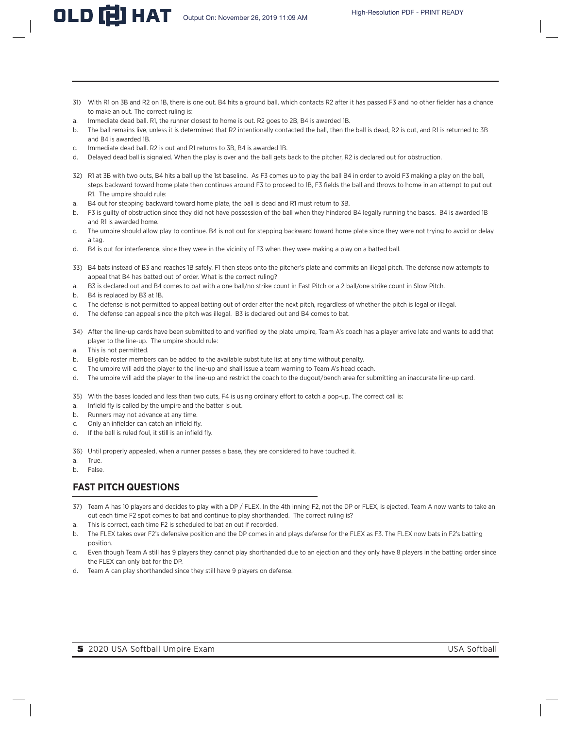31) With R1 on 3B and R2 on 1B, there is one out. B4 hits a ground ball, which contacts R2 after it has passed F3 and no other fielder has a chance to make an out. The correct ruling is:

a. Immediate dead ball. R1, the runner closest to home is out. R2 goes to 2B, B4 is awarded 1B.
b. The ball remains live, unless it is determined that R2 intentionally contacted the ball, then the ball is dead, R2 is out, and R1 is returned to 3B and B4 is awarded 1B.
c. Immediate dead ball. R2 is out and R1 returns to 3B, B4 is awarded 1B.
d. Delayed dead ball is signaled. When the play is over and the ball gets back to the pitcher, R2 is declared out for obstruction.

32) R1 at 3B with two outs, B4 hits a ball up the 1st baseline. As F3 comes up to play the ball B4 in order to avoid F3 making a play on the ball, steps backward toward home plate then continues around F3 to proceed to 1B, F3 fields the ball and throws to home in an attempt to put out R1. The umpire should rule:

a. B4 out for stepping backward toward home plate, the ball is dead and R1 must return to 3B.
b. F3 is guilty of obstruction since they did not have possession of the ball when they hindered B4 legally running the bases. B4 is awarded 1B and R1 is awarded home.
c. The umpire should allow play to continue. B4 is not out for stepping backward toward home plate since they were not trying to avoid or delay a tag.
d. B4 is out for interference, since they were in the vicinity of F3 when they were making a play on a batted ball.

33) B4 bats instead of B3 and reaches 1B safely. F1 then steps onto the pitcher's plate and commits an illegal pitch. The defense now attempts to appeal that B4 has batted out of order. What is the correct ruling?

a. B3 is declared out and B4 comes to bat with a one ball/no strike count in Fast Pitch or a 2 ball/one strike count in Slow Pitch.
b. B4 is replaced by B3 at 1B.
c. The defense is not permitted to appeal batting out of order after the next pitch, regardless of whether the pitch is legal or illegal.
d. The defense can appeal since the pitch was illegal. B3 is declared out and B4 comes to bat.

34) After the line-up cards have been submitted to and verified by the plate umpire, Team A's coach has a player arrive late and wants to add that player to the line-up. The umpire should rule:

a. This is not permitted.
b. Eligible roster members can be added to the available substitute list at any time without penalty.
c. The umpire will add the player to the line-up and shall issue a team warning to Team A's head coach.
d. The umpire will add the player to the line-up and restrict the coach to the dugout/bench area for submitting an inaccurate line-up card.

35) With the bases loaded and less than two outs, F4 is using ordinary effort to catch a pop-up. The correct call is:

a. Infield fly is called by the umpire and the batter is out.
b. Runners may not advance at any time.
c. Only an infielder can catch an infield fly.
d. If the ball is ruled foul, it still is an infield fly.

36) Until properly appealed, when a runner passes a base, they are considered to have touched it.

a. True.
b. False.

## FAST PITCH QUESTIONS

37) Team A has 10 players and decides to play with a DP / FLEX. In the 4th inning F2, not the DP or FLEX, is ejected. Team A now wants to take an out each time F2 spot comes to bat and continue to play shorthanded. The correct ruling is?

a. This is correct, each time F2 is scheduled to bat an out if recorded.
b. The FLEX takes over F2's defensive position and the DP comes in and plays defense for the FLEX as F3. The FLEX now bats in F2's batting position.
c. Even though Team A still has 9 players they cannot play shorthanded due to an ejection and they only have 8 players in the batting order since the FLEX can only bat for the DP.
d. Team A can play shorthanded since they still have 9 players on defense.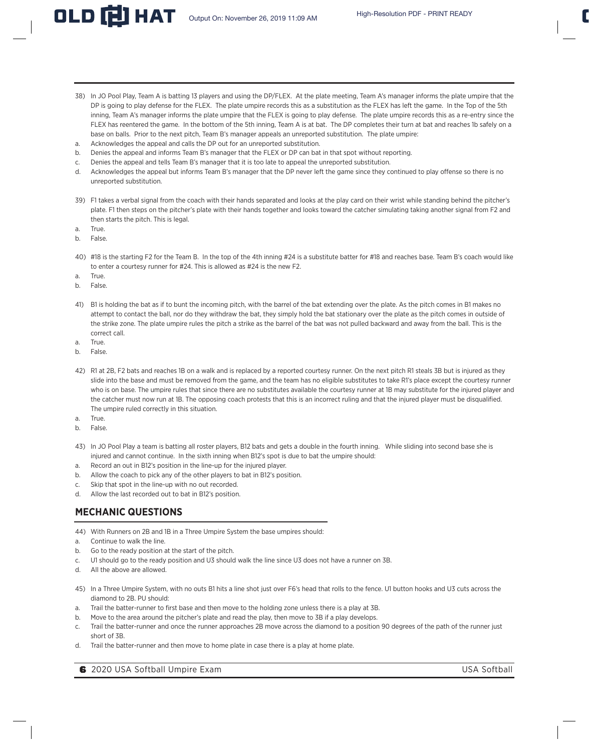38) In JO Pool Play, Team A is batting 13 players and using the DP/FLEX. At the plate meeting, Team A's manager informs the plate umpire that the DP is going to play defense for the FLEX. The plate umpire records this as a substitution as the FLEX has left the game. In the Top of the 5th inning, Team A's manager informs the plate umpire that the FLEX is going to play defense. The plate umpire records this as a re-entry since the FLEX has reentered the game. In the bottom of the 5th inning, Team A is at bat. The DP completes their turn at bat and reaches 1b safely on a base on balls. Prior to the next pitch, Team B's manager appeals an unreported substitution. The plate umpire:

a. Acknowledges the appeal and calls the DP out for an unreported substitution.
b. Denies the appeal and informs Team B's manager that the FLEX or DP can bat in that spot without reporting.
c. Denies the appeal and tells Team B's manager that it is too late to appeal the unreported substitution.
d. Acknowledges the appeal but informs Team B's manager that the DP never left the game since they continued to play offense so there is no unreported substitution.

39) F1 takes a verbal signal from the coach with their hands separated and looks at the play card on their wrist while standing behind the pitcher's plate. F1 then steps on the pitcher's plate with their hands together and looks toward the catcher simulating taking another signal from F2 and then starts the pitch. This is legal.

a. True.
b. False.

40) #18 is the starting F2 for the Team B. In the top of the 4th inning #24 is a substitute batter for #18 and reaches base. Team B's coach would like to enter a courtesy runner for #24. This is allowed as #24 is the new F2.

a. True.
b. False.

41) B1 is holding the bat as if to bunt the incoming pitch, with the barrel of the bat extending over the plate. As the pitch comes in B1 makes no attempt to contact the ball, nor do they withdraw the bat, they simply hold the bat stationary over the plate as the pitch comes in outside of the strike zone. The plate umpire rules the pitch a strike as the barrel of the bat was not pulled backward and away from the ball. This is the correct call.

a. True.
b. False.

42) R1 at 2B, F2 bats and reaches 1B on a walk and is replaced by a reported courtesy runner. On the next pitch R1 steals 3B but is injured as they slide into the base and must be removed from the game, and the team has no eligible substitutes to take R1's place except the courtesy runner who is on base. The umpire rules that since there are no substitutes available the courtesy runner at 1B may substitute for the injured player and the catcher must now run at 1B. The opposing coach protests that this is an incorrect ruling and that the injured player must be disqualified. The umpire ruled correctly in this situation.

a. True.
b. False.

43) In JO Pool Play a team is batting all roster players, B12 bats and gets a double in the fourth inning. While sliding into second base she is injured and cannot continue. In the sixth inning when B12's spot is due to bat the umpire should:

a. Record an out in B12's position in the line-up for the injured player.
b. Allow the coach to pick any of the other players to bat in B12's position.
c. Skip that spot in the line-up with no out recorded.
d. Allow the last recorded out to bat in B12's position.

## MECHANIC QUESTIONS

44) With Runners on 2B and 1B in a Three Umpire System the base umpires should:

a. Continue to walk the line.
b. Go to the ready position at the start of the pitch.
c. U1 should go to the ready position and U3 should walk the line since U3 does not have a runner on 3B.
d. All the above are allowed.

45) In a Three Umpire System, with no outs B1 hits a line shot just over F6's head that rolls to the fence. U1 button hooks and U3 cuts across the diamond to 2B. PU should:

a. Trail the batter-runner to first base and then move to the holding zone unless there is a play at 3B.
b. Move to the area around the pitcher's plate and read the play, then move to 3B if a play develops.
c. Trail the batter-runner and once the runner approaches 2B move across the diamond to a position 90 degrees of the path of the runner just short of 3B.
d. Trail the batter-runner and then move to home plate in case there is a play at home plate.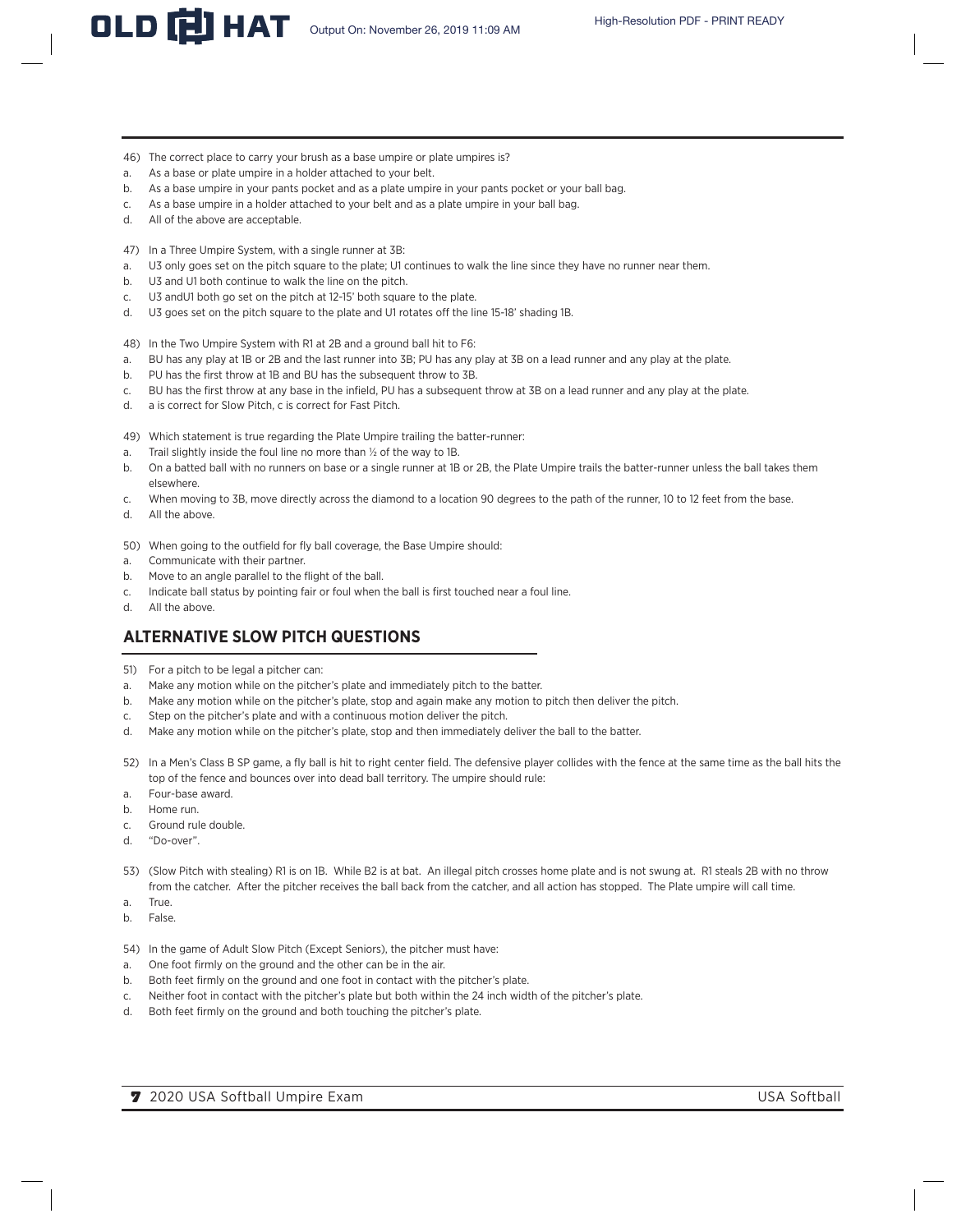46) The correct place to carry your brush as a base umpire or plate umpires is?
a. As a base or plate umpire in a holder attached to your belt.
b. As a base umpire in your pants pocket and as a plate umpire in your pants pocket or your ball bag.
c. As a base umpire in a holder attached to your belt and as a plate umpire in your ball bag.
d. All of the above are acceptable.

47) In a Three Umpire System, with a single runner at 3B:
a. U3 only goes set on the pitch square to the plate; U1 continues to walk the line since they have no runner near them.
b. U3 and U1 both continue to walk the line on the pitch.
c. U3 andU1 both go set on the pitch at 12-15' both square to the plate.
d. U3 goes set on the pitch square to the plate and U1 rotates off the line 15-18' shading 1B.

48) In the Two Umpire System with R1 at 2B and a ground ball hit to F6:
a. BU has any play at 1B or 2B and the last runner into 3B; PU has any play at 3B on a lead runner and any play at the plate.
b. PU has the first throw at 1B and BU has the subsequent throw to 3B.
c. BU has the first throw at any base in the infield, PU has a subsequent throw at 3B on a lead runner and any play at the plate.
d. a is correct for Slow Pitch, c is correct for Fast Pitch.

49) Which statement is true regarding the Plate Umpire trailing the batter-runner:
a. Trail slightly inside the foul line no more than ½ of the way to 1B.
b. On a batted ball with no runners on base or a single runner at 1B or 2B, the Plate Umpire trails the batter-runner unless the ball takes them elsewhere.
c. When moving to 3B, move directly across the diamond to a location 90 degrees to the path of the runner, 10 to 12 feet from the base.
d. All the above.

50) When going to the outfield for fly ball coverage, the Base Umpire should:
a. Communicate with their partner.
b. Move to an angle parallel to the flight of the ball.
c. Indicate ball status by pointing fair or foul when the ball is first touched near a foul line.
d. All the above.

## ALTERNATIVE SLOW PITCH QUESTIONS

51) For a pitch to be legal a pitcher can:
a. Make any motion while on the pitcher's plate and immediately pitch to the batter.
b. Make any motion while on the pitcher's plate, stop and again make any motion to pitch then deliver the pitch.
c. Step on the pitcher's plate and with a continuous motion deliver the pitch.
d. Make any motion while on the pitcher's plate, stop and then immediately deliver the ball to the batter.

52) In a Men's Class B SP game, a fly ball is hit to right center field. The defensive player collides with the fence at the same time as the ball hits the top of the fence and bounces over into dead ball territory. The umpire should rule:
a. Four-base award.
b. Home run.
c. Ground rule double.
d. "Do-over".

53) (Slow Pitch with stealing) R1 is on 1B. While B2 is at bat. An illegal pitch crosses home plate and is not swung at. R1 steals 2B with no throw from the catcher. After the pitcher receives the ball back from the catcher, and all action has stopped. The Plate umpire will call time.
a. True.
b. False.

54) In the game of Adult Slow Pitch (Except Seniors), the pitcher must have:
a. One foot firmly on the ground and the other can be in the air.
b. Both feet firmly on the ground and one foot in contact with the pitcher's plate.
c. Neither foot in contact with the pitcher's plate but both within the 24 inch width of the pitcher's plate.
d. Both feet firmly on the ground and both touching the pitcher's plate.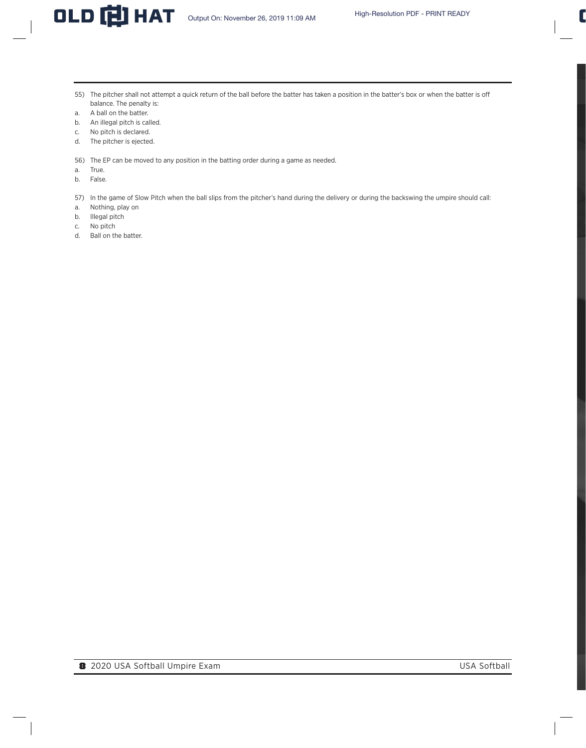55) The pitcher shall not attempt a quick return of the ball before the batter has taken a position in the batter's box or when the batter is off balance. The penalty is:

a. A ball on the batter.
b. An illegal pitch is called.
c. No pitch is declared.
d. The pitcher is ejected.

56) The EP can be moved to any position in the batting order during a game as needed.

a. True.
b. False.

57) In the game of Slow Pitch when the ball slips from the pitcher's hand during the delivery or during the backswing the umpire should call:

a. Nothing, play on
b. Illegal pitch
c. No pitch
d. Ball on the batter.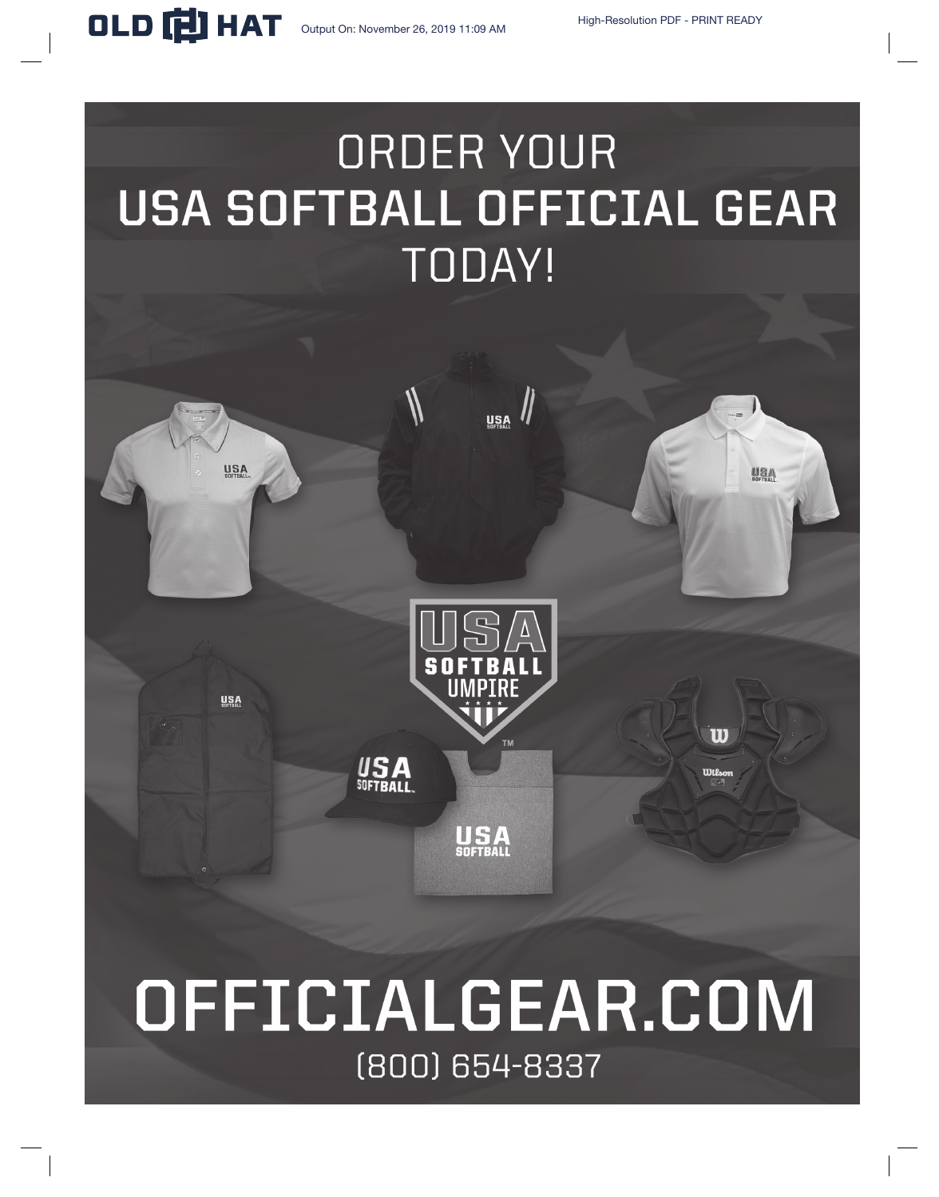# ORDER YOUR USA SOFTBALL OFFICIAL GEAR TODAY!

# OFFICIALGEAR.COM

(800) 654-8337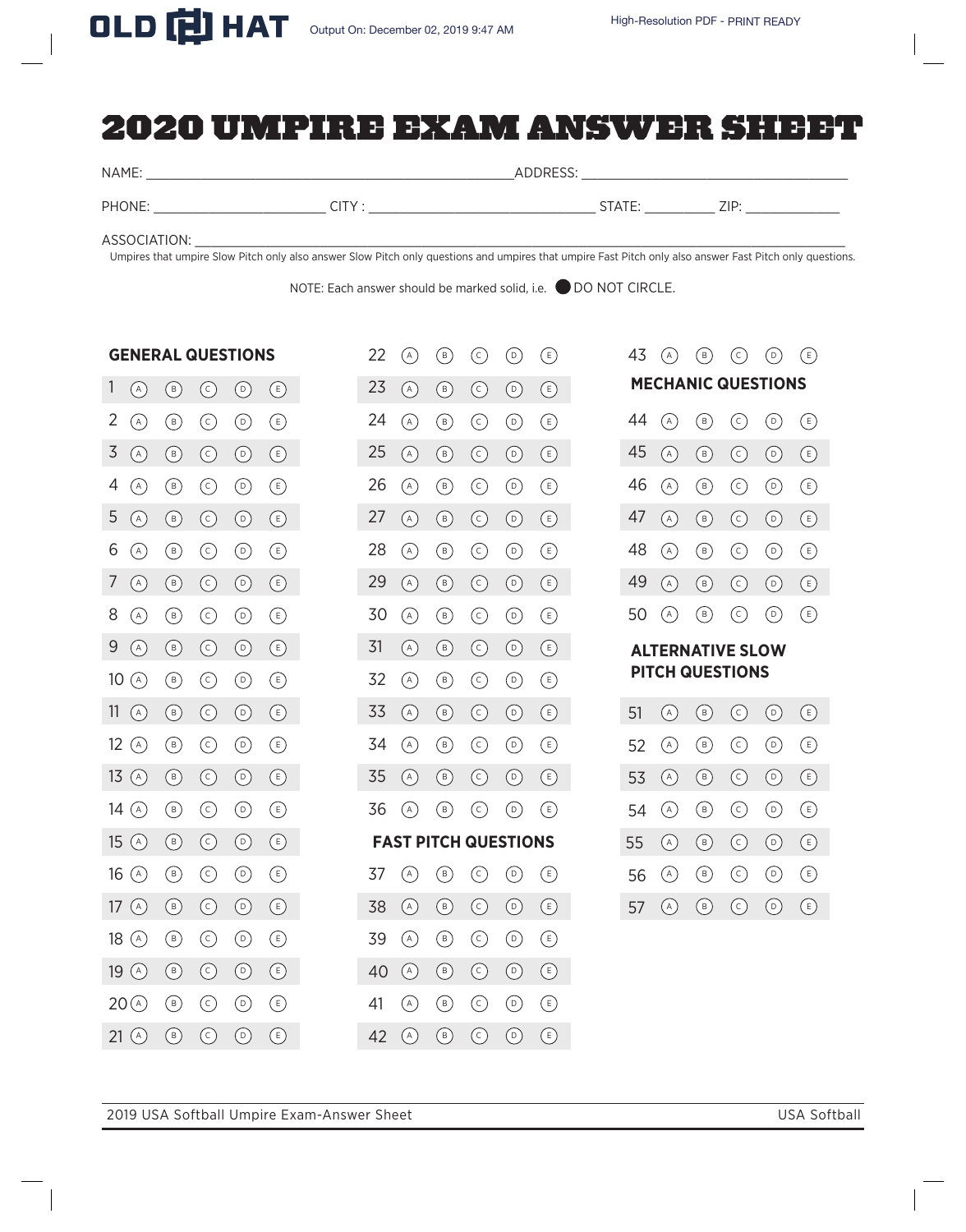# 2020 UMPIRE EXAM ANSWER SHEET

NAME: ________________________________________________ ADDRESS: ______________________________________

PHONE: ______________________ CITY : _____________________________ STATE: _________ ZIP: ____________

ASSOCIATION: __________________________________________________________________________________________

Umpires that umpire Slow Pitch only also answer Slow Pitch only questions and umpires that umpire Fast Pitch only also answer Fast Pitch only questions.

NOTE: Each answer should be marked solid, i.e. ● DO NOT CIRCLE.

### GENERAL QUESTIONS

| # | | | | | |
|---|---|---|---|---|---|
| 1 | A | B | C | D | E |
| 2 | A | B | C | D | E |
| 3 | A | B | C | D | E |
| 4 | A | B | C | D | E |
| 5 | A | B | C | D | E |
| 6 | A | B | C | D | E |
| 7 | A | B | C | D | E |
| 8 | A | B | C | D | E |
| 9 | A | B | C | D | E |
| 10 | A | B | C | D | E |
| 11 | A | B | C | D | E |
| 12 | A | B | C | D | E |
| 13 | A | B | C | D | E |
| 14 | A | B | C | D | E |
| 15 | A | B | C | D | E |
| 16 | A | B | C | D | E |
| 17 | A | B | C | D | E |
| 18 | A | B | C | D | E |
| 19 | A | B | C | D | E |
| 20 | A | B | C | D | E |
| 21 | A | B | C | D | E |
| 22 | A | B | C | D | E |
| 23 | A | B | C | D | E |
| 24 | A | B | C | D | E |
| 25 | A | B | C | D | E |
| 26 | A | B | C | D | E |
| 27 | A | B | C | D | E |
| 28 | A | B | C | D | E |
| 29 | A | B | C | D | E |
| 30 | A | B | C | D | E |
| 31 | A | B | C | D | E |
| 32 | A | B | C | D | E |
| 33 | A | B | C | D | E |
| 34 | A | B | C | D | E |
| 35 | A | B | C | D | E |
| 36 | A | B | C | D | E |

### FAST PITCH QUESTIONS

| # | | | | | |
|---|---|---|---|---|---|
| 37 | A | B | C | D | E |
| 38 | A | B | C | D | E |
| 39 | A | B | C | D | E |
| 40 | A | B | C | D | E |
| 41 | A | B | C | D | E |
| 42 | A | B | C | D | E |
| 43 | A | B | C | D | E |

### MECHANIC QUESTIONS

| # | | | | | |
|---|---|---|---|---|---|
| 44 | A | B | C | D | E |
| 45 | A | B | C | D | E |
| 46 | A | B | C | D | E |
| 47 | A | B | C | D | E |
| 48 | A | B | C | D | E |
| 49 | A | B | C | D | E |
| 50 | A | B | C | D | E |

### ALTERNATIVE SLOW PITCH QUESTIONS

| # | | | | | |
|---|---|---|---|---|---|
| 51 | A | B | C | D | E |
| 52 | A | B | C | D | E |
| 53 | A | B | C | D | E |
| 54 | A | B | C | D | E |
| 55 | A | B | C | D | E |
| 56 | A | B | C | D | E |
| 57 | A | B | C | D | E |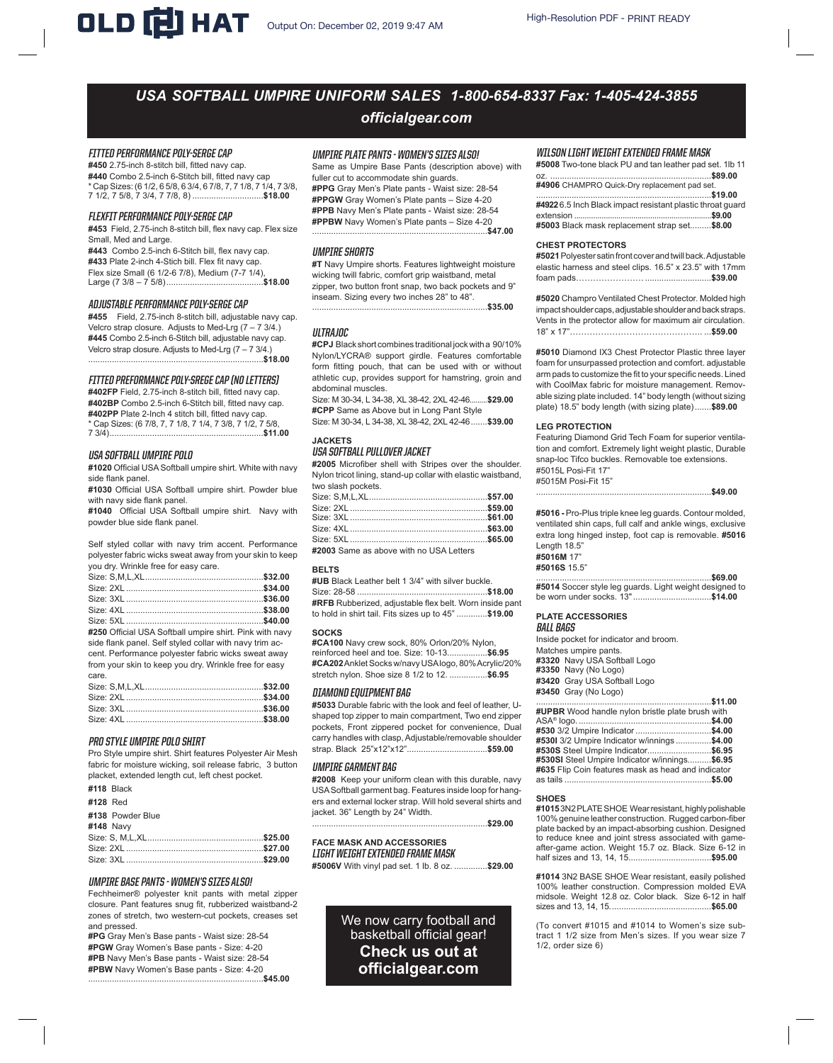## USA SOFTBALL UMPIRE UNIFORM SALES 1-800-654-8337 Fax: 1-405-424-3855

## officialgear.com

### FITTED PERFORMANCE POLY-SERGE CAP

**#450** 2.75-inch 8-stitch bill, fitted navy cap.
**#440** Combo 2.5-inch 6-Stitch bill, fitted navy cap
* Cap Sizes: (6 1/2, 6 5/8, 6 3/4, 6 7/8, 7, 7 1/8, 7 1/4, 7 3/8, 7 1/2, 7 5/8, 7 3/4, 7 7/8, 8) .............................**$18.00**

### FLEXFIT PERFORMANCE POLY-SERGE CAP

**#453** Field, 2.75-inch 8-stitch bill, flex navy cap. Flex size Small, Med and Large.
**#443** Combo 2.5-inch 6-Stitch bill, flex navy cap.
**#433** Plate 2-inch 4-Stich bill. Flex fit navy cap.
Flex size Small (6 1/2-6 7/8), Medium (7-7 1/4), Large (7 3/8 – 7 5/8).........................................**$18.00**

### ADJUSTABLE PERFORMANCE POLY-SERGE CAP

**#455** Field, 2.75-inch 8-stitch bill, adjustable navy cap. Velcro strap closure. Adjusts to Med-Lrg (7 – 7 3/4.)
**#445** Combo 2.5-inch 6-Stitch bill, adjustable navy cap. Velcro strap closure. Adjusts to Med-Lrg (7 – 7 3/4.)
.........................................................................**$18.00**

### FITTED PREFORMANCE POLY-SREGE CAP (NO LETTERS)

**#402FP** Field, 2.75-inch 8-stitch bill, fitted navy cap.
**#402BP** Combo 2.5-inch 6-Stitch bill, fitted navy cap.
**#402PP** Plate 2-Inch 4 stitch bill, fitted navy cap.
* Cap Sizes: (6 7/8, 7, 7 1/8, 7 1/4, 7 3/8, 7 1/2, 7 5/8, 7 3/4).................................................................**$11.00**

### USA SOFTBALL UMPIRE POLO

**#1020** Official USA Softball umpire shirt. White with navy side flank panel.
**#1030** Official USA Softball umpire shirt. Powder blue with navy side flank panel.
**#1040** Official USA Softball umpire shirt. Navy with powder blue side flank panel.

Self styled collar with navy trim accent. Performance polyester fabric wicks sweat away from your skin to keep you dry. Wrinkle free for easy care.

Size: S,M,L,XL.................................................**$32.00**
Size: 2XL.........................................................**$34.00**
Size: 3XL.........................................................**$36.00**
Size: 4XL.........................................................**$38.00**
Size: 5XL.........................................................**$40.00**

**#250** Official USA Softball umpire shirt. Pink with navy side flank panel. Self styled collar with navy trim accent. Performance polyester fabric wicks sweat away from your skin to keep you dry. Wrinkle free for easy care.

Size: S,M,L,XL.................................................**$32.00**
Size: 2XL.........................................................**$34.00**
Size: 3XL.........................................................**$36.00**
Size: 4XL.........................................................**$38.00**

### PRO STYLE UMPIRE POLO SHIRT

Pro Style umpire shirt. Shirt features Polyester Air Mesh fabric for moisture wicking, soil release fabric, 3 button placket, extended length cut, left chest pocket.

**#118** Black
**#128** Red
**#138** Powder Blue
**#148** Navy

Size: S, M,L,XL................................................**$25.00**
Size: 2XL.........................................................**$27.00**
Size: 3XL.........................................................**$29.00**

### UMPIRE BASE PANTS - WOMEN'S SIZES ALSO!

Fechheimer® polyester knit pants with metal zipper closure. Pant features snug fit, rubberized waistband-2 zones of stretch, two western-cut pockets, creases set and pressed.

**#PG** Gray Men's Base pants - Waist size: 28-54
**#PGW** Gray Women's Base pants - Size: 4-20
**#PB** Navy Men's Base pants - Waist size: 28-54
**#PBW** Navy Women's Base pants - Size: 4-20
.........................................................................**$45.00**

### UMPIRE PLATE PANTS - WOMEN'S SIZES ALSO!

Same as Umpire Base Pants (description above) with fuller cut to accommodate shin guards.

**#PPG** Gray Men's Plate pants - Waist size: 28-54
**#PPGW** Gray Women's Plate pants – Size 4-20
**#PPB** Navy Men's Plate pants - Waist size: 28-54
**#PPBW** Navy Women's Plate pants – Size 4-20
.........................................................................**$47.00**

### UMPIRE SHORTS

**#T** Navy Umpire shorts. Features lightweight moisture wicking twill fabric, comfort grip waistband, metal zipper, two button front snap, two back pockets and 9" inseam. Sizing every two inches 28" to 48".
.........................................................................**$35.00**

### ULTRAJOC

**#CPJ** Black short combines traditional jock with a 90/10% Nylon/LYCRA® support girdle. Features comfortable form fitting pouch, that can be used with or without athletic cup, provides support for hamstring, groin and abdominal muscles.

Size: M 30-34, L 34-38, XL 38-42, 2XL 42-46........**$29.00**
**#CPP** Same as Above but in Long Pant Style
Size: M 30-34, L 34-38, XL 38-42, 2XL 42-46.......**$39.00**

### JACKETS

#### USA SOFTBALL PULLOVER JACKET

**#2005** Microfiber shell with Stripes over the shoulder. Nylon tricot lining, stand-up collar with elastic waistband, two slash pockets.

Size: S,M,L,XL.................................................**$57.00**
Size: 2XL.........................................................**$59.00**
Size: 3XL.........................................................**$61.00**
Size: 4XL.........................................................**$63.00**
Size: 5XL.........................................................**$65.00**

**#2003** Same as above with no USA Letters

### BELTS

**#UB** Black Leather belt 1 3/4" with silver buckle.
Size: 28-58......................................................**$18.00**
**#RFB** Rubberized, adjustable flex belt. Worn inside pant to hold in shirt tail. Fits sizes up to 45" .............**$19.00**

### SOCKS

**#CA100** Navy crew sock, 80% Orlon/20% Nylon, reinforced heel and toe. Size: 10-13.................**$6.95**
**#CA202** Anklet Socks w/navy USA logo, 80% Acrylic/20% stretch nylon. Shoe size 8 1/2 to 12. ................**$6.95**

### DIAMOND EQUIPMENT BAG

**#5033** Durable fabric with the look and feel of leather, U-shaped top zipper to main compartment, Two end zipper pockets, Front zippered pocket for convenience, Dual carry handles with clasp, Adjustable/removable shoulder strap. Black 25"x12"x12"..................................**$59.00**

### UMPIRE GARMENT BAG

**#2008** Keep your uniform clean with this durable, navy USA Softball garment bag. Features inside loop for hangers and external locker strap. Will hold several shirts and jacket. 36" Length by 24" Width.
.........................................................................**$29.00**

### FACE MASK AND ACCESSORIES

#### LIGHT WEIGHT EXTENDED FRAME MASK

**#5006V** With vinyl pad set. 1 lb. 8 oz. ..............**$29.00**

We now carry football and basketball official gear!
**Check us out at officialgear.com**

### WILSON LIGHT WEIGHT EXTENDED FRAME MASK

**#5008** Two-tone black PU and tan leather pad set. 1lb 11 oz. ...................................................................**$89.00**
**#4906** CHAMPRO Quick-Dry replacement pad set.
.........................................................................**$19.00**
**#4922** 6.5 Inch Black impact resistant plastic throat guard extension ................................................................**$9.00**
**#5003** Black mask replacement strap set.........**$8.00**

### CHEST PROTECTORS

**#5021** Polyester satin front cover and twill back. Adjustable elastic harness and steel clips. 16.5" x 23.5" with 17mm foam pads……………………...........................**$39.00**

**#5020** Champro Ventilated Chest Protector. Molded high impact shoulder caps, adjustable shoulder and back straps. Vents in the protector allow for maximum air circulation. 18" x 17"…………………………………………. ...**$59.00**

**#5010** Diamond IX3 Chest Protector Plastic three layer foam for unsurpassed protection and comfort. adjustable arm pads to customize the fit to your specific needs. Lined with CoolMax fabric for moisture management. Removable sizing plate included. 14" body length (without sizing plate) 18.5" body length (with sizing plate).......**$89.00**

### LEG PROTECTION

Featuring Diamond Grid Tech Foam for superior ventilation and comfort. Extremely light weight plastic, Durable snap-loc Tifco buckles. Removable toe extensions.
#5015L Posi-Fit 17"
#5015M Posi-Fit 15"
.........................................................................**$49.00**

**#5016 -** Pro-Plus triple knee leg guards. Contour molded, ventilated shin caps, full calf and ankle wings, exclusive extra long hinged instep, foot cap is removable. **#5016** Length 18.5"
**#5016M** 17"
**#5016S** 15.5"
.........................................................................**$69.00**
**#5014** Soccer style leg guards. Light weight designed to be worn under socks. 13"................................**$14.00**

### PLATE ACCESSORIES

#### BALL BAGS

Inside pocket for indicator and broom.
Matches umpire pants.
**#3320** Navy USA Softball Logo
**#3350** Navy (No Logo)
**#3420** Gray USA Softball Logo
**#3450** Gray (No Logo)
.........................................................................**$11.00**
**#UPBR** Wood handle nylon bristle plate brush with ASA® logo.........................................................**$4.00**
**#530** 3/2 Umpire Indicator ................................**$4.00**
**#530I** 3/2 Umpire Indicator w/innings ...............**$4.00**
**#530S** Steel Umpire Indicator...........................**$6.95**
**#530SI** Steel Umpire Indicator w/innings..........**$6.95**
**#635** Flip Coin features mask as head and indicator as tails ...............................................................**$5.00**

### SHOES

**#1015** 3N2 PLATE SHOE Wear resistant, highly polishable 100% genuine leather construction. Rugged carbon-fiber plate backed by an impact-absorbing cushion. Designed to reduce knee and joint stress associated with game-after-game action. Weight 15.7 oz. Black. Size 6-12 in half sizes and 13, 14, 15...................................**$95.00**

**#1014** 3N2 BASE SHOE Wear resistant, easily polished 100% leather construction. Compression molded EVA midsole. Weight 12.8 oz. Color black. Size 6-12 in half sizes and 13, 14, 15...........................................**$65.00**

(To convert #1015 and #1014 to Women's size subtract 1 1/2 size from Men's sizes. If you wear size 7 1/2, order size 6)